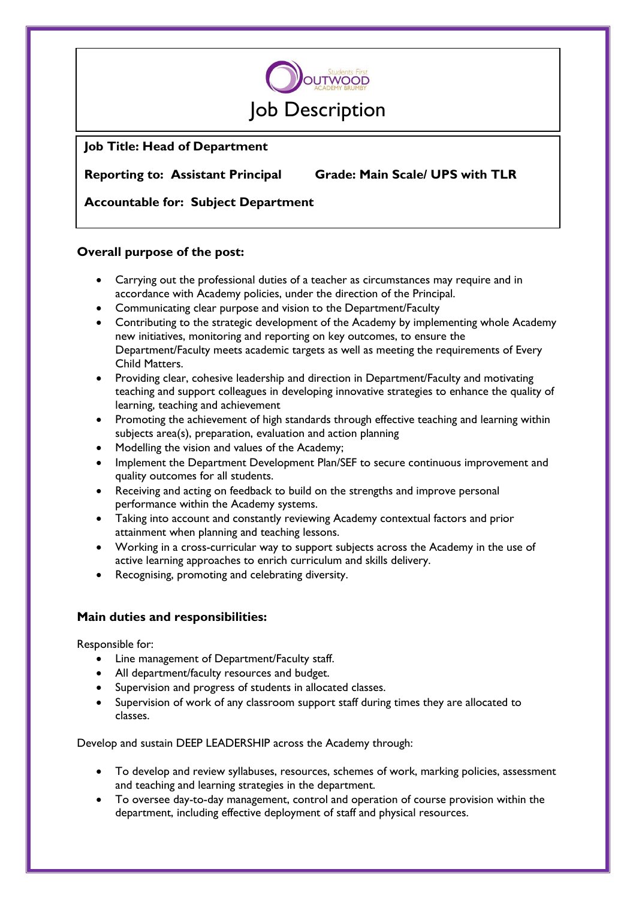# Job Description

**Job Title: Head of Department**

**Reporting to: Assistant Principal** **Grade: Main Scale/ UPS with TLR**

**Accountable for: Subject Department**

## Overall purpose of the post:

- Carrying out the professional duties of a teacher as circumstances may require and in accordance with Academy policies, under the direction of the Principal.
- Communicating clear purpose and vision to the Department/Faculty
- Contributing to the strategic development of the Academy by implementing whole Academy new initiatives, monitoring and reporting on key outcomes, to ensure the Department/Faculty meets academic targets as well as meeting the requirements of Every Child Matters.
- Providing clear, cohesive leadership and direction in Department/Faculty and motivating teaching and support colleagues in developing innovative strategies to enhance the quality of learning, teaching and achievement
- Promoting the achievement of high standards through effective teaching and learning within subjects area(s), preparation, evaluation and action planning
- Modelling the vision and values of the Academy;
- Implement the Department Development Plan/SEF to secure continuous improvement and quality outcomes for all students.
- Receiving and acting on feedback to build on the strengths and improve personal performance within the Academy systems.
- Taking into account and constantly reviewing Academy contextual factors and prior attainment when planning and teaching lessons.
- Working in a cross-curricular way to support subjects across the Academy in the use of active learning approaches to enrich curriculum and skills delivery.
- Recognising, promoting and celebrating diversity.

## Main duties and responsibilities:

Responsible for:

- Line management of Department/Faculty staff.
- All department/faculty resources and budget.
- Supervision and progress of students in allocated classes.
- Supervision of work of any classroom support staff during times they are allocated to classes.

Develop and sustain DEEP LEADERSHIP across the Academy through:

- To develop and review syllabuses, resources, schemes of work, marking policies, assessment and teaching and learning strategies in the department.
- To oversee day-to-day management, control and operation of course provision within the department, including effective deployment of staff and physical resources.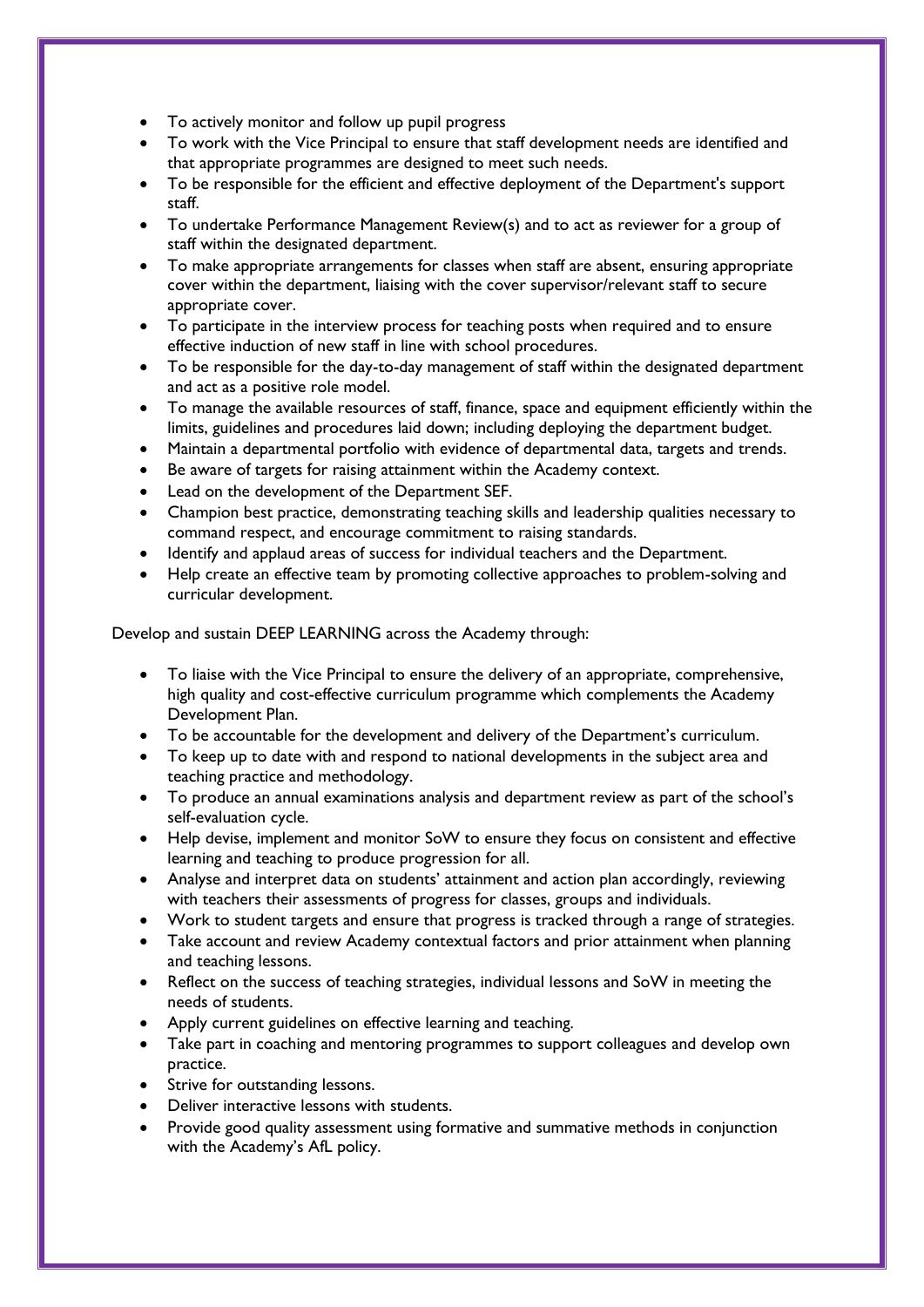- To actively monitor and follow up pupil progress
- To work with the Vice Principal to ensure that staff development needs are identified and that appropriate programmes are designed to meet such needs.
- To be responsible for the efficient and effective deployment of the Department's support staff.
- To undertake Performance Management Review(s) and to act as reviewer for a group of staff within the designated department.
- To make appropriate arrangements for classes when staff are absent, ensuring appropriate cover within the department, liaising with the cover supervisor/relevant staff to secure appropriate cover.
- To participate in the interview process for teaching posts when required and to ensure effective induction of new staff in line with school procedures.
- To be responsible for the day-to-day management of staff within the designated department and act as a positive role model.
- To manage the available resources of staff, finance, space and equipment efficiently within the limits, guidelines and procedures laid down; including deploying the department budget.
- Maintain a departmental portfolio with evidence of departmental data, targets and trends.
- Be aware of targets for raising attainment within the Academy context.
- Lead on the development of the Department SEF.
- Champion best practice, demonstrating teaching skills and leadership qualities necessary to command respect, and encourage commitment to raising standards.
- Identify and applaud areas of success for individual teachers and the Department.
- Help create an effective team by promoting collective approaches to problem-solving and curricular development.

Develop and sustain DEEP LEARNING across the Academy through:

- To liaise with the Vice Principal to ensure the delivery of an appropriate, comprehensive, high quality and cost-effective curriculum programme which complements the Academy Development Plan.
- To be accountable for the development and delivery of the Department's curriculum.
- To keep up to date with and respond to national developments in the subject area and teaching practice and methodology.
- To produce an annual examinations analysis and department review as part of the school's self-evaluation cycle.
- Help devise, implement and monitor SoW to ensure they focus on consistent and effective learning and teaching to produce progression for all.
- Analyse and interpret data on students' attainment and action plan accordingly, reviewing with teachers their assessments of progress for classes, groups and individuals.
- Work to student targets and ensure that progress is tracked through a range of strategies.
- Take account and review Academy contextual factors and prior attainment when planning and teaching lessons.
- Reflect on the success of teaching strategies, individual lessons and SoW in meeting the needs of students.
- Apply current guidelines on effective learning and teaching.
- Take part in coaching and mentoring programmes to support colleagues and develop own practice.
- Strive for outstanding lessons.
- Deliver interactive lessons with students.
- Provide good quality assessment using formative and summative methods in conjunction with the Academy's AfL policy.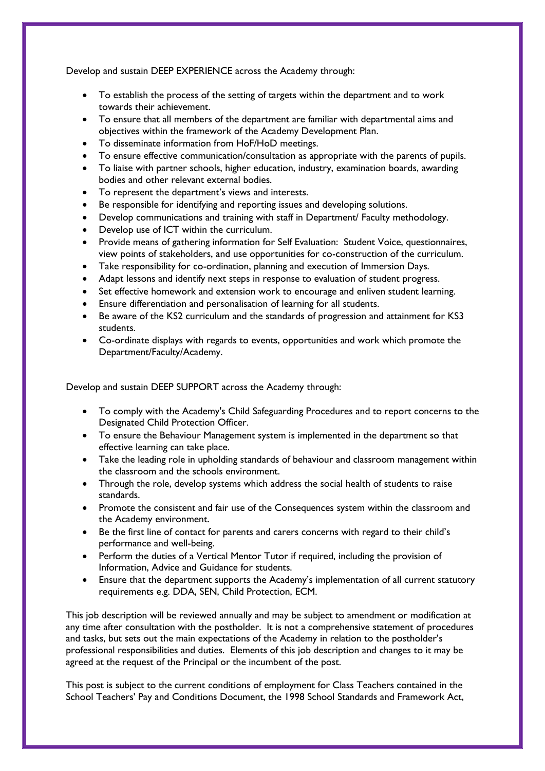Develop and sustain DEEP EXPERIENCE across the Academy through:

- To establish the process of the setting of targets within the department and to work towards their achievement.
- To ensure that all members of the department are familiar with departmental aims and objectives within the framework of the Academy Development Plan.
- To disseminate information from HoF/HoD meetings.
- To ensure effective communication/consultation as appropriate with the parents of pupils.
- To liaise with partner schools, higher education, industry, examination boards, awarding bodies and other relevant external bodies.
- To represent the department's views and interests.
- Be responsible for identifying and reporting issues and developing solutions.
- Develop communications and training with staff in Department/ Faculty methodology.
- Develop use of ICT within the curriculum.
- Provide means of gathering information for Self Evaluation: Student Voice, questionnaires, view points of stakeholders, and use opportunities for co-construction of the curriculum.
- Take responsibility for co-ordination, planning and execution of Immersion Days.
- Adapt lessons and identify next steps in response to evaluation of student progress.
- Set effective homework and extension work to encourage and enliven student learning.
- Ensure differentiation and personalisation of learning for all students.
- Be aware of the KS2 curriculum and the standards of progression and attainment for KS3 students.
- Co-ordinate displays with regards to events, opportunities and work which promote the Department/Faculty/Academy.

Develop and sustain DEEP SUPPORT across the Academy through:

- To comply with the Academy's Child Safeguarding Procedures and to report concerns to the Designated Child Protection Officer.
- To ensure the Behaviour Management system is implemented in the department so that effective learning can take place.
- Take the leading role in upholding standards of behaviour and classroom management within the classroom and the schools environment.
- Through the role, develop systems which address the social health of students to raise standards.
- Promote the consistent and fair use of the Consequences system within the classroom and the Academy environment.
- Be the first line of contact for parents and carers concerns with regard to their child's performance and well-being.
- Perform the duties of a Vertical Mentor Tutor if required, including the provision of Information, Advice and Guidance for students.
- Ensure that the department supports the Academy's implementation of all current statutory requirements e.g. DDA, SEN, Child Protection, ECM.

This job description will be reviewed annually and may be subject to amendment or modification at any time after consultation with the postholder. It is not a comprehensive statement of procedures and tasks, but sets out the main expectations of the Academy in relation to the postholder's professional responsibilities and duties. Elements of this job description and changes to it may be agreed at the request of the Principal or the incumbent of the post.

This post is subject to the current conditions of employment for Class Teachers contained in the School Teachers' Pay and Conditions Document, the 1998 School Standards and Framework Act,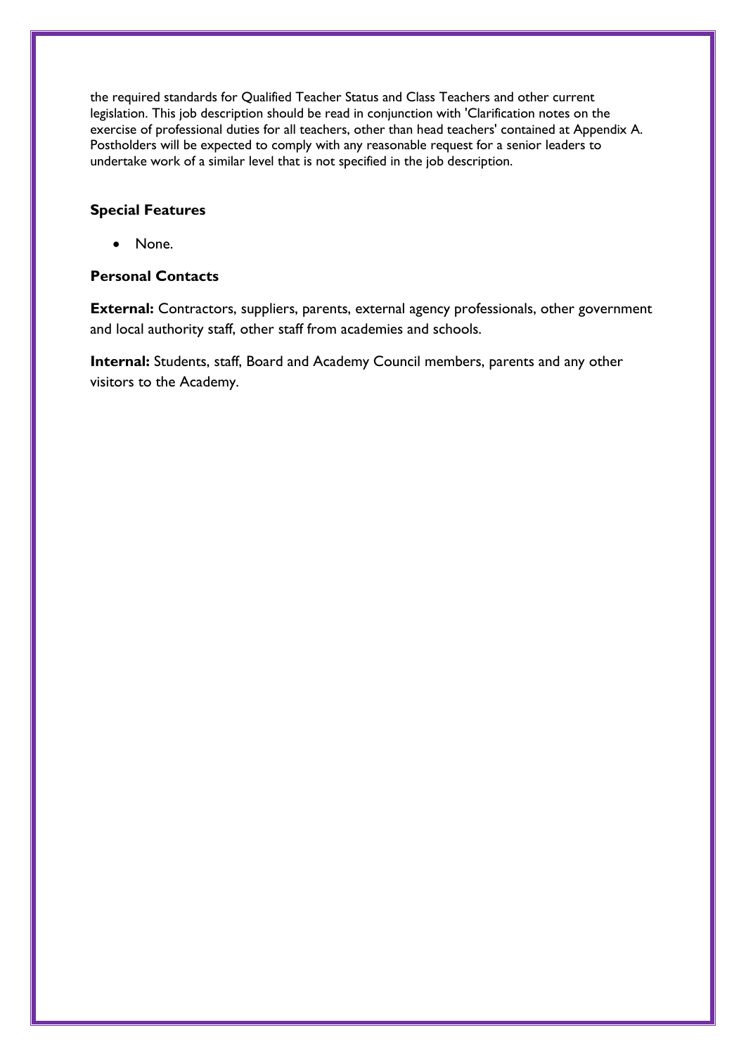the required standards for Qualified Teacher Status and Class Teachers and other current legislation. This job description should be read in conjunction with 'Clarification notes on the exercise of professional duties for all teachers, other than head teachers' contained at Appendix A. Postholders will be expected to comply with any reasonable request for a senior leaders to undertake work of a similar level that is not specified in the job description.

### Special Features

- None.

### Personal Contacts

**External:** Contractors, suppliers, parents, external agency professionals, other government and local authority staff, other staff from academies and schools.

**Internal:** Students, staff, Board and Academy Council members, parents and any other visitors to the Academy.